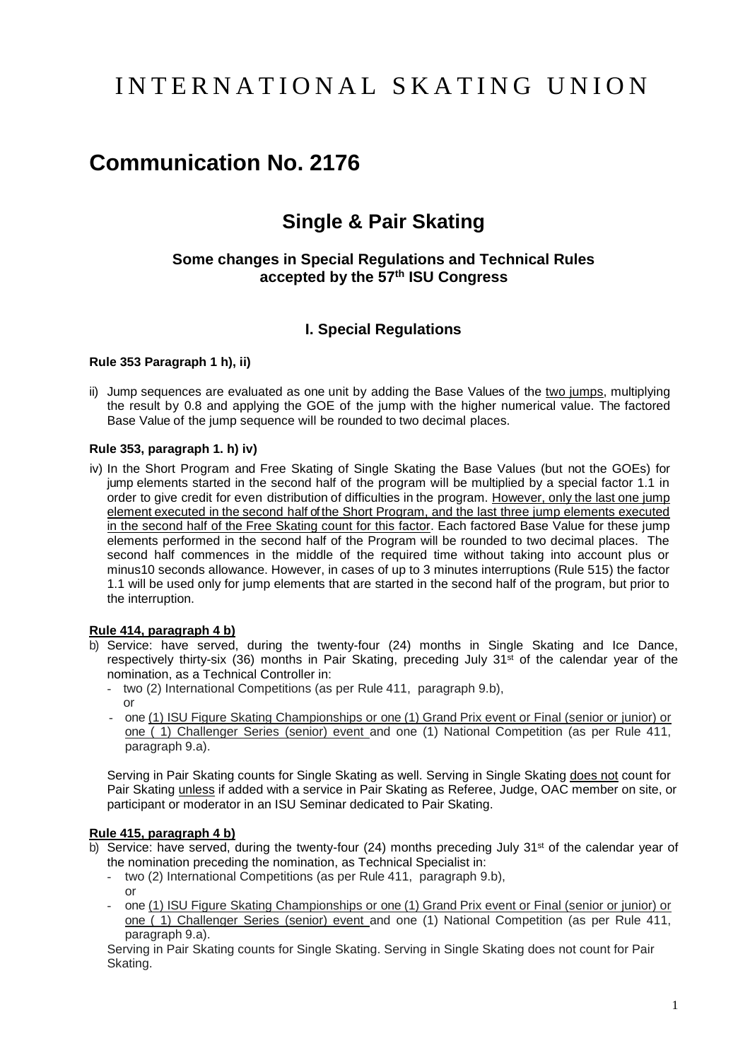# INTERNATIONAL SKATING UNION

# Communication No. 2176

## Single & Pair Skating

### Some changes in Special Regulations and Technical Rules accepted by the 57th ISU Congress

### I. Special Regulations

**Rule 353 Paragraph 1 h), ii)**

ii) Jump sequences are evaluated as one unit by adding the Base Values of the <u>two jumps</u>, multiplying the result by 0.8 and applying the GOE of the jump with the higher numerical value. The factored Base Value of the jump sequence will be rounded to two decimal places.

**Rule 353, paragraph 1. h) iv)**

iv) In the Short Program and Free Skating of Single Skating the Base Values (but not the GOEs) for jump elements started in the second half of the program will be multiplied by a special factor 1.1 in order to give credit for even distribution of difficulties in the program. <u>However, only the last one jump element executed in the second half of the Short Program, and the last three jump elements executed in the second half of the Free Skating count for this factor</u>. Each factored Base Value for these jump elements performed in the second half of the Program will be rounded to two decimal places. The second half commences in the middle of the required time without taking into account plus or minus10 seconds allowance. However, in cases of up to 3 minutes interruptions (Rule 515) the factor 1.1 will be used only for jump elements that are started in the second half of the program, but prior to the interruption.

**<u>Rule 414, paragraph 4 b)</u>**

b) Service: have served, during the twenty-four (24) months in Single Skating and Ice Dance, respectively thirty-six (36) months in Pair Skating, preceding July 31st of the calendar year of the nomination, as a Technical Controller in:
   - two (2) International Competitions (as per Rule 411, paragraph 9.b),
     or
   - one <u>(1) ISU Figure Skating Championships or one (1) Grand Prix event or Final (senior or junior) or one ( 1) Challenger Series (senior) event</u> and one (1) National Competition (as per Rule 411, paragraph 9.a).

   Serving in Pair Skating counts for Single Skating as well. Serving in Single Skating <u>does not</u> count for Pair Skating <u>unless</u> if added with a service in Pair Skating as Referee, Judge, OAC member on site, or participant or moderator in an ISU Seminar dedicated to Pair Skating.

**<u>Rule 415, paragraph 4 b)</u>**

b) Service: have served, during the twenty-four (24) months preceding July 31st of the calendar year of the nomination preceding the nomination, as Technical Specialist in:
   - two (2) International Competitions (as per Rule 411, paragraph 9.b),
     or
   - one <u>(1) ISU Figure Skating Championships or one (1) Grand Prix event or Final (senior or junior) or one ( 1) Challenger Series (senior) event</u> and one (1) National Competition (as per Rule 411, paragraph 9.a).

   Serving in Pair Skating counts for Single Skating. Serving in Single Skating does not count for Pair Skating.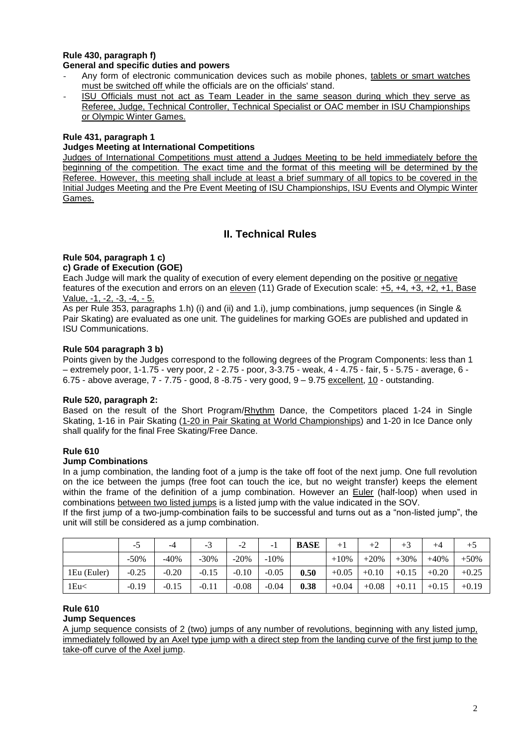**Rule 430, paragraph f)**
**General and specific duties and powers**

- Any form of electronic communication devices such as mobile phones, tablets or smart watches must be switched off while the officials are on the officials' stand.
- ISU Officials must not act as Team Leader in the same season during which they serve as Referee, Judge, Technical Controller, Technical Specialist or OAC member in ISU Championships or Olympic Winter Games.

**Rule 431, paragraph 1**
**Judges Meeting at International Competitions**

Judges of International Competitions must attend a Judges Meeting to be held immediately before the beginning of the competition. The exact time and the format of this meeting will be determined by the Referee. However, this meeting shall include at least a brief summary of all topics to be covered in the Initial Judges Meeting and the Pre Event Meeting of ISU Championships, ISU Events and Olympic Winter Games.

## II. Technical Rules

**Rule 504, paragraph 1 c)**
**c) Grade of Execution (GOE)**

Each Judge will mark the quality of execution of every element depending on the positive or negative features of the execution and errors on an eleven (11) Grade of Execution scale: +5, +4, +3, +2, +1, Base Value, -1, -2, -3, -4, - 5.

As per Rule 353, paragraphs 1.h) (i) and (ii) and 1.i), jump combinations, jump sequences (in Single & Pair Skating) are evaluated as one unit. The guidelines for marking GOEs are published and updated in ISU Communications.

**Rule 504 paragraph 3 b)**

Points given by the Judges correspond to the following degrees of the Program Components: less than 1 – extremely poor, 1-1.75 - very poor, 2 - 2.75 - poor, 3-3.75 - weak, 4 - 4.75 - fair, 5 - 5.75 - average, 6 - 6.75 - above average, 7 - 7.75 - good, 8 -8.75 - very good, 9 – 9.75 excellent, 10 - outstanding.

**Rule 520, paragraph 2:**

Based on the result of the Short Program/Rhythm Dance, the Competitors placed 1-24 in Single Skating, 1-16 in Pair Skating (1-20 in Pair Skating at World Championships) and 1-20 in Ice Dance only shall qualify for the final Free Skating/Free Dance.

**Rule 610**
**Jump Combinations**

In a jump combination, the landing foot of a jump is the take off foot of the next jump. One full revolution on the ice between the jumps (free foot can touch the ice, but no weight transfer) keeps the element within the frame of the definition of a jump combination. However an Euler (half-loop) when used in combinations between two listed jumps is a listed jump with the value indicated in the SOV.

If the first jump of a two-jump-combination fails to be successful and turns out as a "non-listed jump", the unit will still be considered as a jump combination.

| | -5 | -4 | -3 | -2 | -1 | **BASE** | +1 | +2 | +3 | +4 | +5 |
|---|---|---|---|---|---|---|---|---|---|---|---|
| | -50% | -40% | -30% | -20% | -10% | | +10% | +20% | +30% | +40% | +50% |
| 1Eu (Euler) | -0.25 | -0.20 | -0.15 | -0.10 | -0.05 | **0.50** | +0.05 | +0.10 | +0.15 | +0.20 | +0.25 |
| 1Eu< | -0.19 | -0.15 | -0.11 | -0.08 | -0.04 | **0.38** | +0.04 | +0.08 | +0.11 | +0.15 | +0.19 |

**Rule 610**
**Jump Sequences**

A jump sequence consists of 2 (two) jumps of any number of revolutions, beginning with any listed jump, immediately followed by an Axel type jump with a direct step from the landing curve of the first jump to the take-off curve of the Axel jump.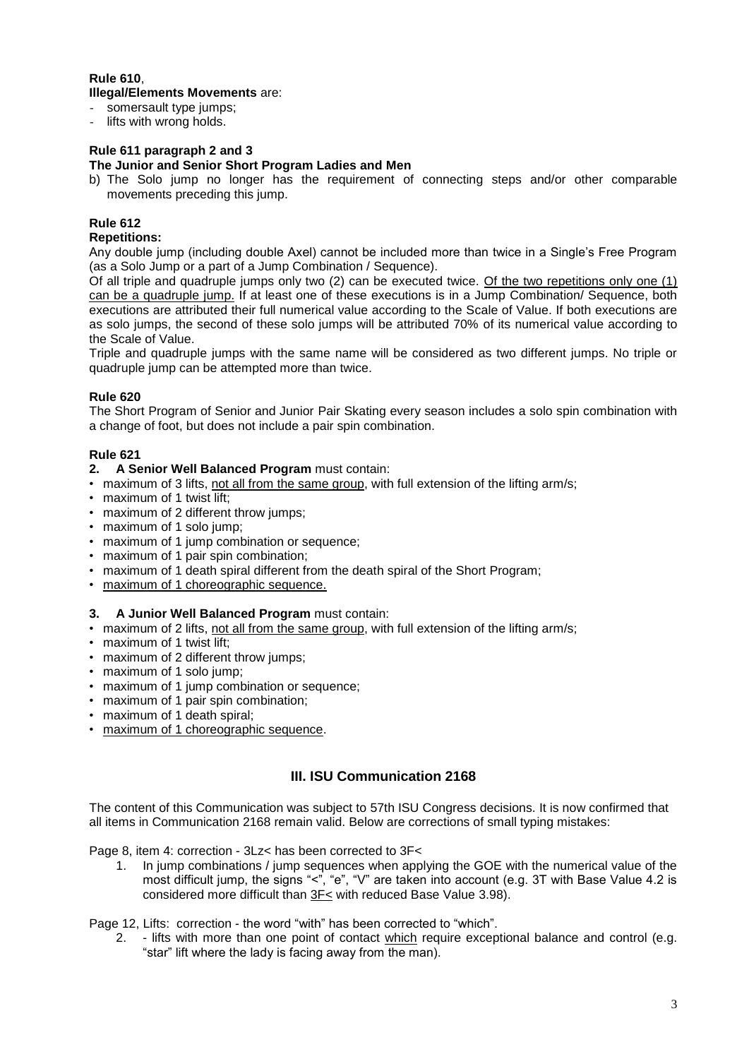**Rule 610**,

**Illegal/Elements Movements** are:

- somersault type jumps;
- lifts with wrong holds.

**Rule 611 paragraph 2 and 3**

**The Junior and Senior Short Program Ladies and Men**

b) The Solo jump no longer has the requirement of connecting steps and/or other comparable movements preceding this jump.

**Rule 612**

**Repetitions:**

Any double jump (including double Axel) cannot be included more than twice in a Single's Free Program (as a Solo Jump or a part of a Jump Combination / Sequence).

Of all triple and quadruple jumps only two (2) can be executed twice. <u>Of the two repetitions only one (1) can be a quadruple jump.</u> If at least one of these executions is in a Jump Combination/ Sequence, both executions are attributed their full numerical value according to the Scale of Value. If both executions are as solo jumps, the second of these solo jumps will be attributed 70% of its numerical value according to the Scale of Value.

Triple and quadruple jumps with the same name will be considered as two different jumps. No triple or quadruple jump can be attempted more than twice.

**Rule 620**

The Short Program of Senior and Junior Pair Skating every season includes a solo spin combination with a change of foot, but does not include a pair spin combination.

**Rule 621**

**2. A Senior Well Balanced Program** must contain:

- maximum of 3 lifts, <u>not all from the same group</u>, with full extension of the lifting arm/s;
- maximum of 1 twist lift;
- maximum of 2 different throw jumps;
- maximum of 1 solo jump;
- maximum of 1 jump combination or sequence;
- maximum of 1 pair spin combination;
- maximum of 1 death spiral different from the death spiral of the Short Program;
- <u>maximum of 1 choreographic sequence.</u>

**3. A Junior Well Balanced Program** must contain:

- maximum of 2 lifts, <u>not all from the same group</u>, with full extension of the lifting arm/s;
- maximum of 1 twist lift;
- maximum of 2 different throw jumps;
- maximum of 1 solo jump;
- maximum of 1 jump combination or sequence;
- maximum of 1 pair spin combination;
- maximum of 1 death spiral;
- <u>maximum of 1 choreographic sequence</u>.

## III. ISU Communication 2168

The content of this Communication was subject to 57th ISU Congress decisions. It is now confirmed that all items in Communication 2168 remain valid. Below are corrections of small typing mistakes:

Page 8, item 4: correction - 3Lz< has been corrected to 3F<

1. In jump combinations / jump sequences when applying the GOE with the numerical value of the most difficult jump, the signs "<", "e", "V" are taken into account (e.g. 3T with Base Value 4.2 is considered more difficult than <u>3F<</u> with reduced Base Value 3.98).

Page 12, Lifts: correction - the word "with" has been corrected to "which".

2. - lifts with more than one point of contact <u>which</u> require exceptional balance and control (e.g. "star" lift where the lady is facing away from the man).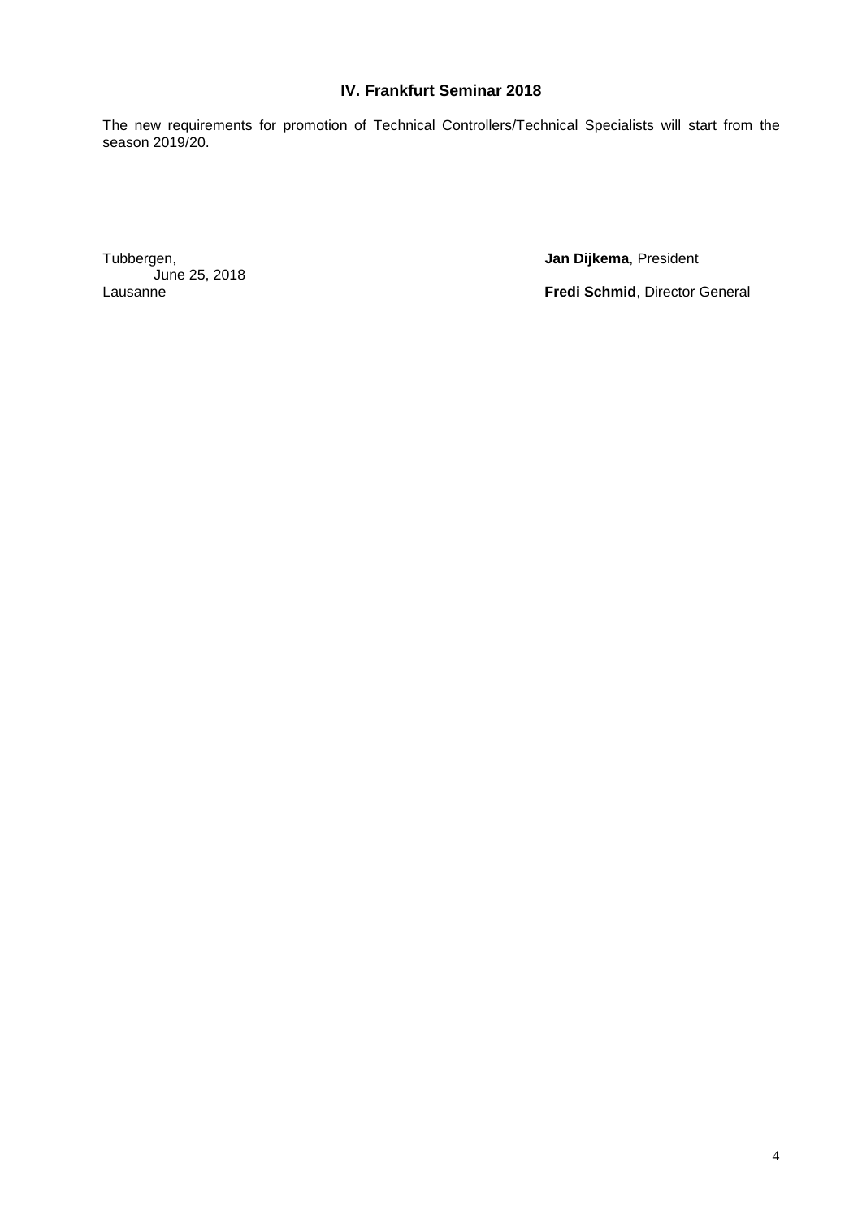## IV. Frankfurt Seminar 2018

The new requirements for promotion of Technical Controllers/Technical Specialists will start from the season 2019/20.

Tubbergen,
June 25, 2018
Lausanne

**Jan Dijkema**, President

**Fredi Schmid**, Director General